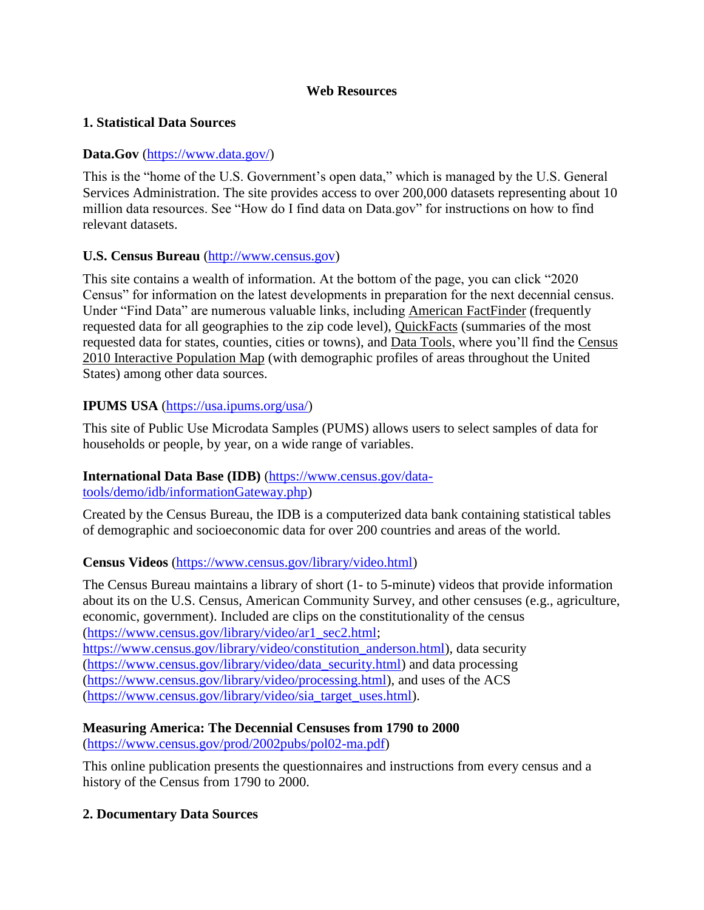# Web Resources

## 1. Statistical Data Sources

**Data.Gov** (https://www.data.gov/)

This is the "home of the U.S. Government's open data," which is managed by the U.S. General Services Administration. The site provides access to over 200,000 datasets representing about 10 million data resources. See "How do I find data on Data.gov" for instructions on how to find relevant datasets.

**U.S. Census Bureau** (http://www.census.gov)

This site contains a wealth of information. At the bottom of the page, you can click "2020 Census" for information on the latest developments in preparation for the next decennial census. Under "Find Data" are numerous valuable links, including American FactFinder (frequently requested data for all geographies to the zip code level), QuickFacts (summaries of the most requested data for states, counties, cities or towns), and Data Tools, where you'll find the Census 2010 Interactive Population Map (with demographic profiles of areas throughout the United States) among other data sources.

**IPUMS USA** (https://usa.ipums.org/usa/)

This site of Public Use Microdata Samples (PUMS) allows users to select samples of data for households or people, by year, on a wide range of variables.

**International Data Base (IDB)** (https://www.census.gov/data-tools/demo/idb/informationGateway.php)

Created by the Census Bureau, the IDB is a computerized data bank containing statistical tables of demographic and socioeconomic data for over 200 countries and areas of the world.

**Census Videos** (https://www.census.gov/library/video.html)

The Census Bureau maintains a library of short (1- to 5-minute) videos that provide information about its on the U.S. Census, American Community Survey, and other censuses (e.g., agriculture, economic, government). Included are clips on the constitutionality of the census (https://www.census.gov/library/video/ar1_sec2.html; https://www.census.gov/library/video/constitution_anderson.html), data security (https://www.census.gov/library/video/data_security.html) and data processing (https://www.census.gov/library/video/processing.html), and uses of the ACS (https://www.census.gov/library/video/sia_target_uses.html).

**Measuring America: The Decennial Censuses from 1790 to 2000** (https://www.census.gov/prod/2002pubs/pol02-ma.pdf)

This online publication presents the questionnaires and instructions from every census and a history of the Census from 1790 to 2000.

## 2. Documentary Data Sources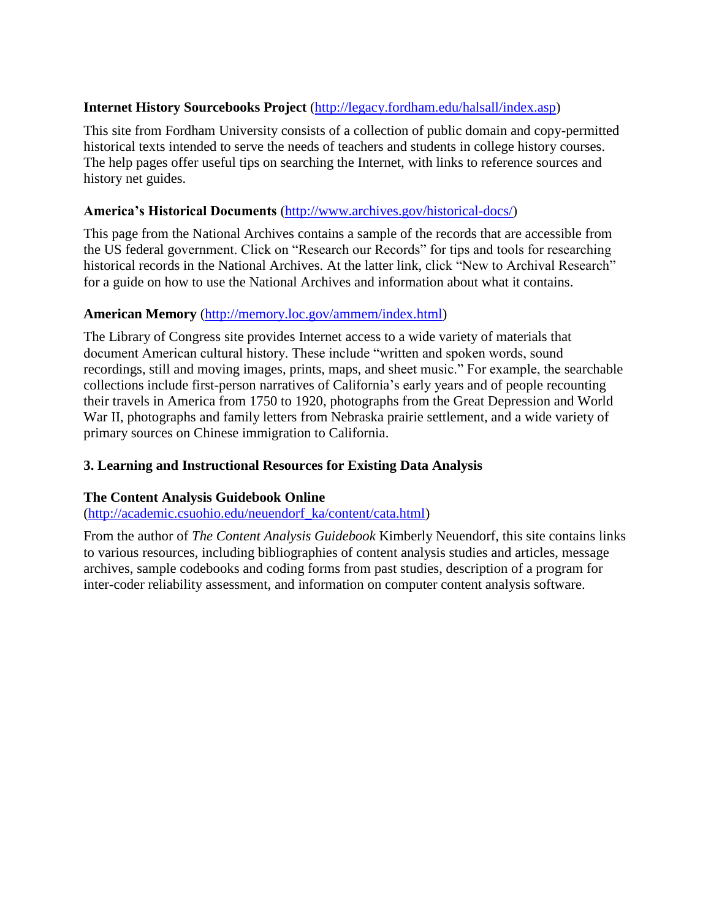**Internet History Sourcebooks Project** (http://legacy.fordham.edu/halsall/index.asp)

This site from Fordham University consists of a collection of public domain and copy-permitted historical texts intended to serve the needs of teachers and students in college history courses. The help pages offer useful tips on searching the Internet, with links to reference sources and history net guides.

**America's Historical Documents** (http://www.archives.gov/historical-docs/)

This page from the National Archives contains a sample of the records that are accessible from the US federal government. Click on "Research our Records" for tips and tools for researching historical records in the National Archives. At the latter link, click "New to Archival Research" for a guide on how to use the National Archives and information about what it contains.

**American Memory** (http://memory.loc.gov/ammem/index.html)

The Library of Congress site provides Internet access to a wide variety of materials that document American cultural history. These include "written and spoken words, sound recordings, still and moving images, prints, maps, and sheet music." For example, the searchable collections include first-person narratives of California's early years and of people recounting their travels in America from 1750 to 1920, photographs from the Great Depression and World War II, photographs and family letters from Nebraska prairie settlement, and a wide variety of primary sources on Chinese immigration to California.

### 3. Learning and Instructional Resources for Existing Data Analysis

**The Content Analysis Guidebook Online**
(http://academic.csuohio.edu/neuendorf_ka/content/cata.html)

From the author of *The Content Analysis Guidebook* Kimberly Neuendorf, this site contains links to various resources, including bibliographies of content analysis studies and articles, message archives, sample codebooks and coding forms from past studies, description of a program for inter-coder reliability assessment, and information on computer content analysis software.